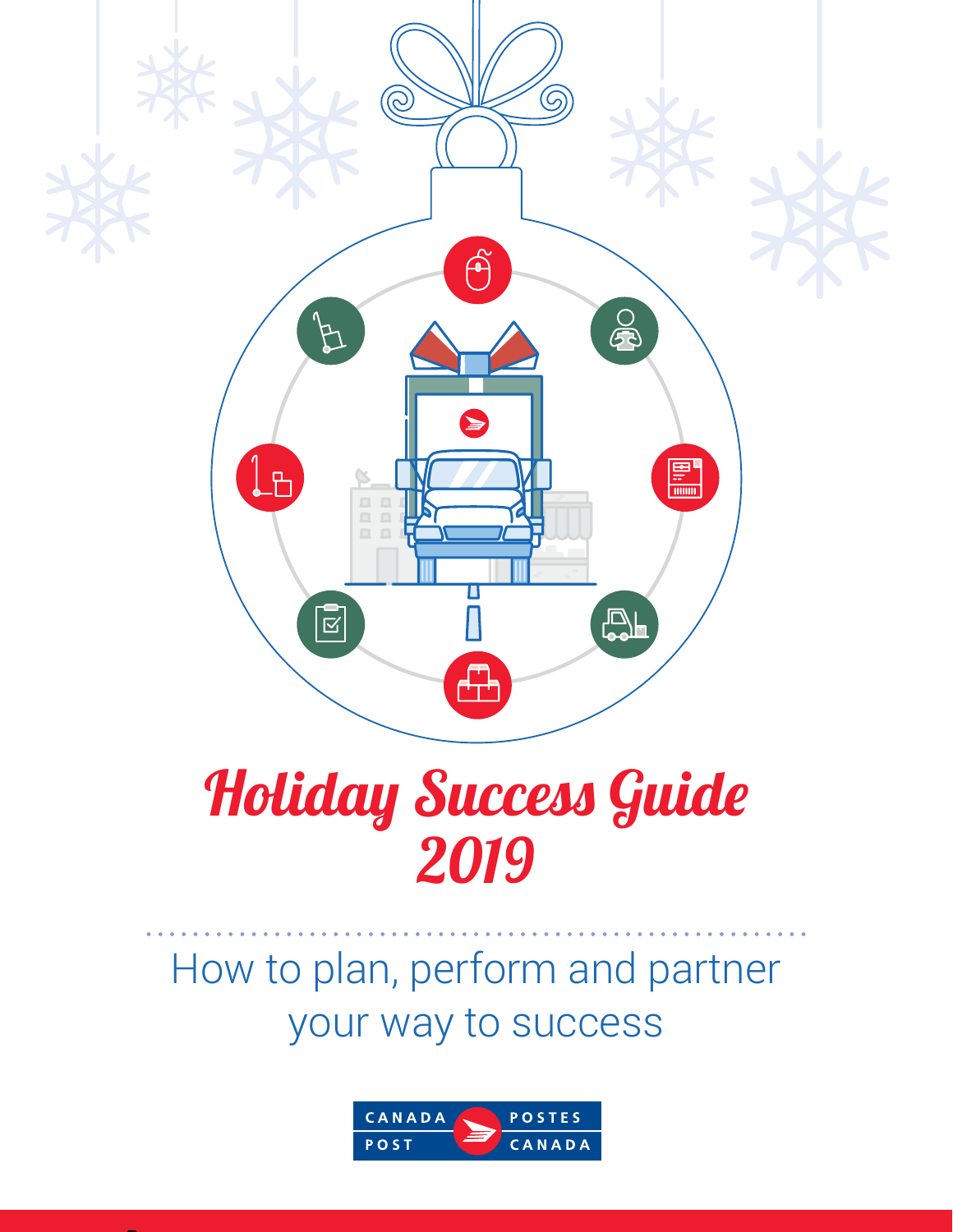# Holiday Success Guide 2019

How to plan, perform and partner your way to success

CANADA POST | POSTES CANADA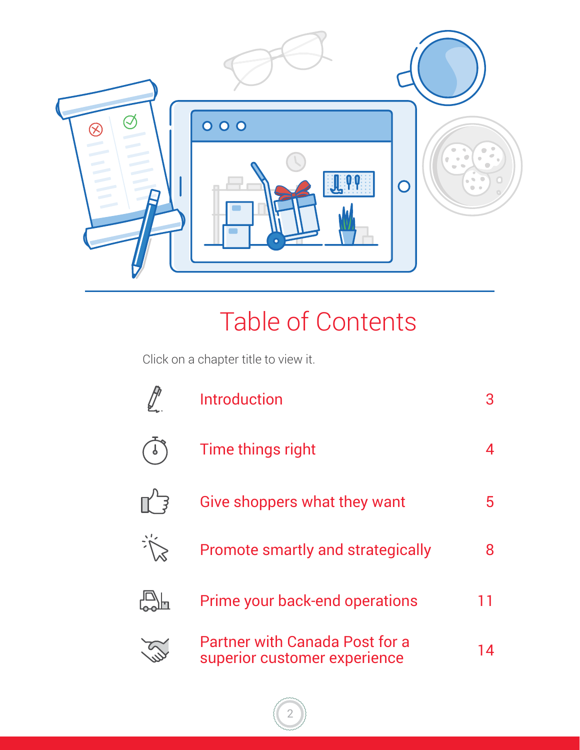# Table of Contents

Click on a chapter title to view it.

| Chapter | Page |
|---|---|
| Introduction | 3 |
| Time things right | 4 |
| Give shoppers what they want | 5 |
| Promote smartly and strategically | 8 |
| Prime your back-end operations | 11 |
| Partner with Canada Post for a superior customer experience | 14 |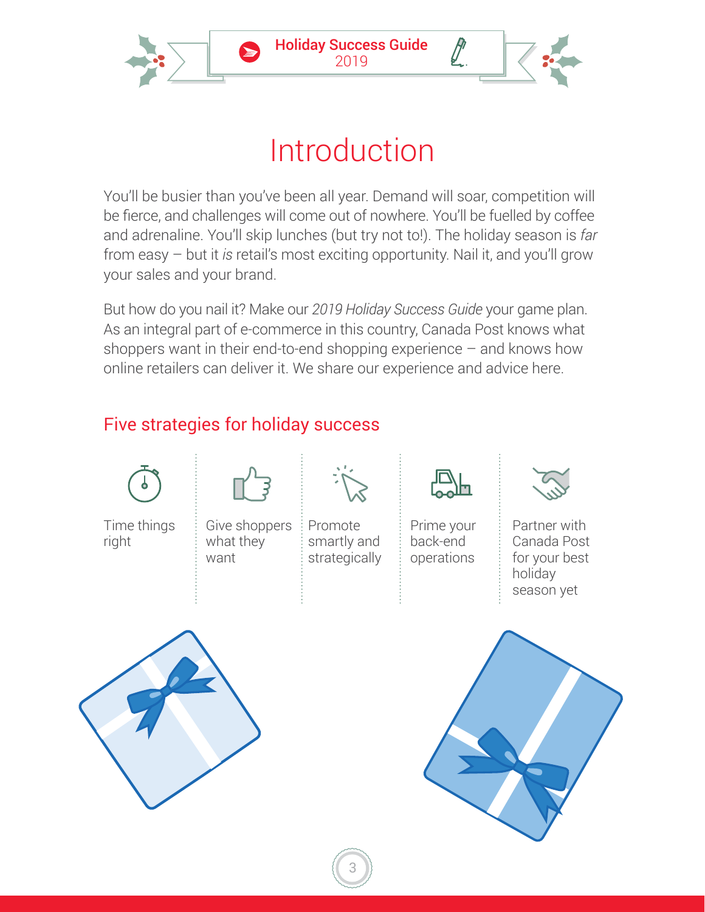# Introduction

You'll be busier than you've been all year. Demand will soar, competition will be fierce, and challenges will come out of nowhere. You'll be fuelled by coffee and adrenaline. You'll skip lunches (but try not to!). The holiday season is *far* from easy – but it *is* retail's most exciting opportunity. Nail it, and you'll grow your sales and your brand.

But how do you nail it? Make our *2019 Holiday Success Guide* your game plan. As an integral part of e-commerce in this country, Canada Post knows what shoppers want in their end-to-end shopping experience – and knows how online retailers can deliver it. We share our experience and advice here.

## Five strategies for holiday success

- Time things right
- Give shoppers what they want
- Promote smartly and strategically
- Prime your back-end operations
- Partner with Canada Post for your best holiday season yet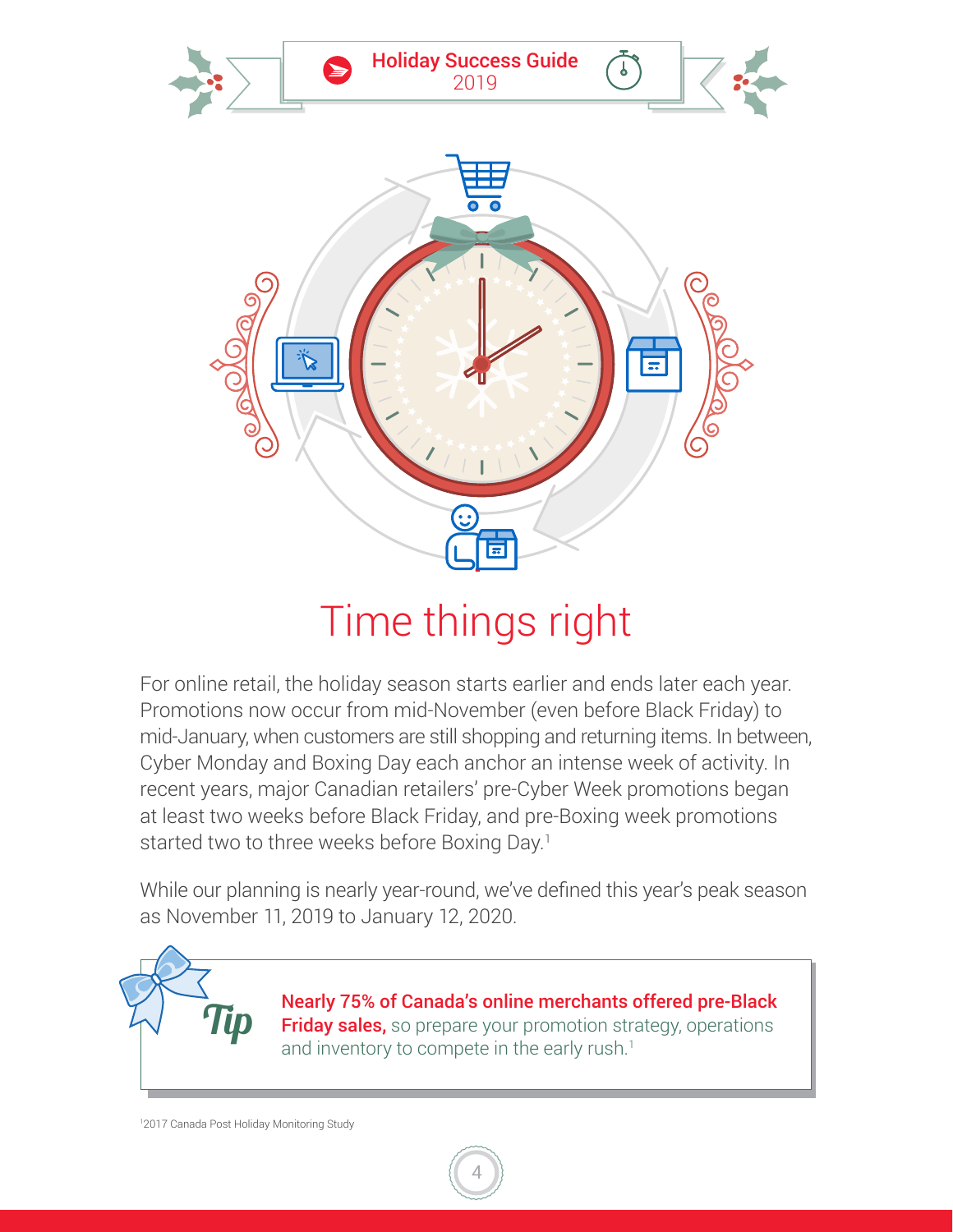# Time things right

For online retail, the holiday season starts earlier and ends later each year. Promotions now occur from mid-November (even before Black Friday) to mid-January, when customers are still shopping and returning items. In between, Cyber Monday and Boxing Day each anchor an intense week of activity. In recent years, major Canadian retailers' pre-Cyber Week promotions began at least two weeks before Black Friday, and pre-Boxing week promotions started two to three weeks before Boxing Day.[1]

While our planning is nearly year-round, we've defined this year's peak season as November 11, 2019 to January 12, 2020.

> *Tip*
>
> **Nearly 75% of Canada's online merchants offered pre-Black Friday sales,** so prepare your promotion strategy, operations and inventory to compete in the early rush.[1]

[1]2017 Canada Post Holiday Monitoring Study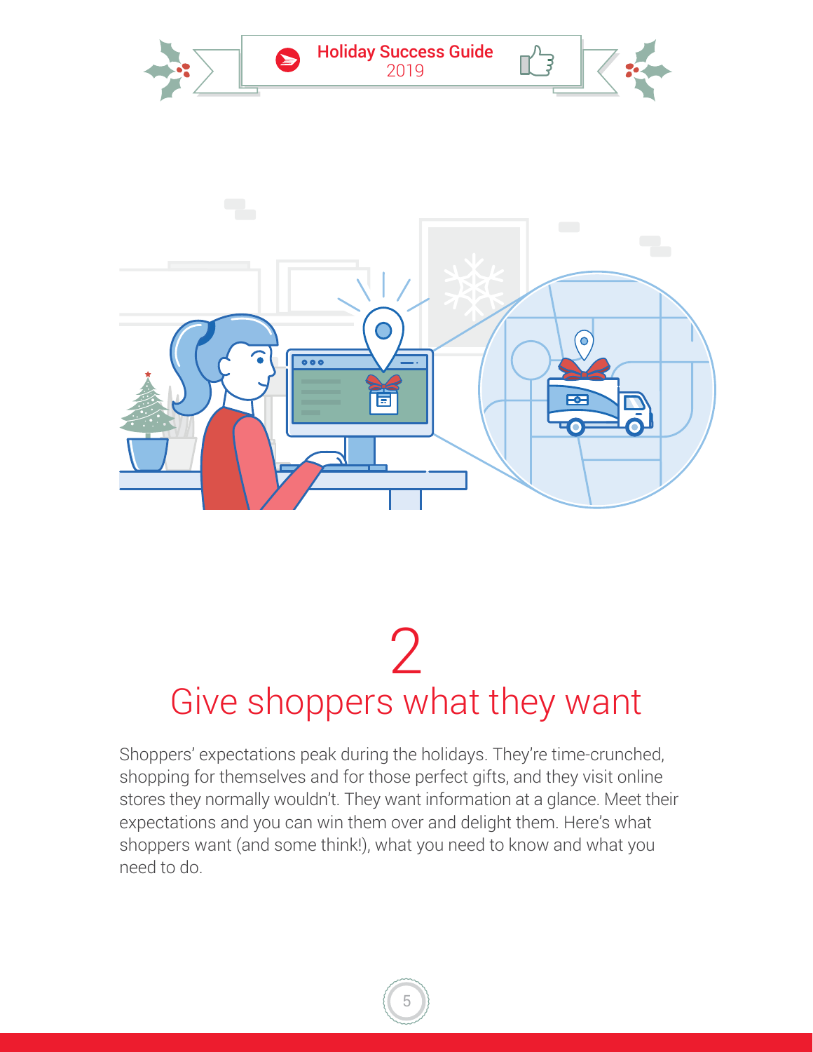# 2
# Give shoppers what they want

Shoppers' expectations peak during the holidays. They're time-crunched, shopping for themselves and for those perfect gifts, and they visit online stores they normally wouldn't. They want information at a glance. Meet their expectations and you can win them over and delight them. Here's what shoppers want (and some think!), what you need to know and what you need to do.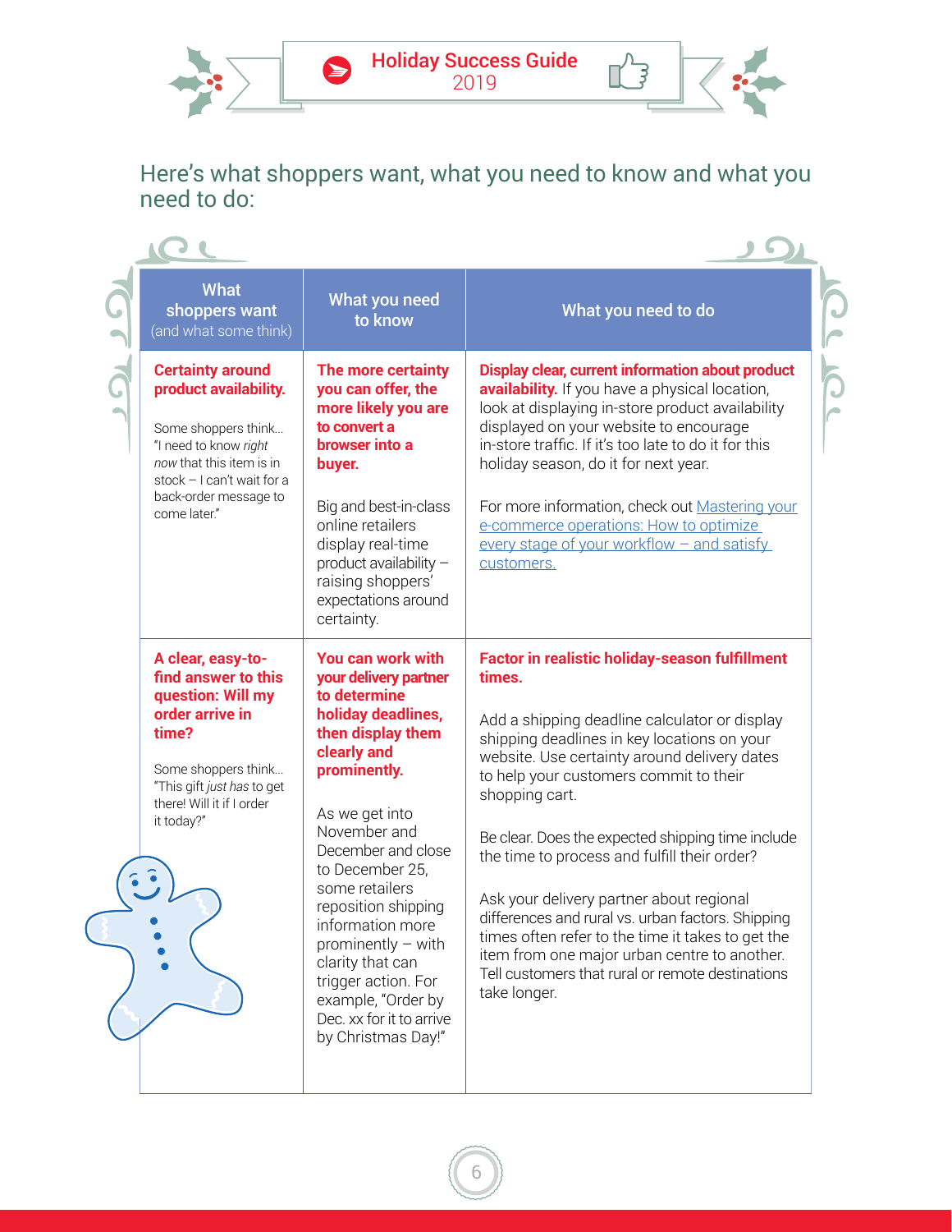## Here's what shoppers want, what you need to know and what you need to do:

| What shoppers want (and what some think) | What you need to know | What you need to do |
| --- | --- | --- |
| **Certainty around product availability.**<br><br>Some shoppers think... "I need to know *right now* that this item is in stock – I can't wait for a back-order message to come later." | **The more certainty you can offer, the more likely you are to convert a browser into a buyer.**<br><br>Big and best-in-class online retailers display real-time product availability – raising shoppers' expectations around certainty. | **Display clear, current information about product availability.** If you have a physical location, look at displaying in-store product availability displayed on your website to encourage in-store traffic. If it's too late to do it for this holiday season, do it for next year.<br><br>For more information, check out [Mastering your e-commerce operations: How to optimize every stage of your workflow – and satisfy customers.]() |
| **A clear, easy-to-find answer to this question: Will my order arrive in time?**<br><br>Some shoppers think... "This gift *just has* to get there! Will it if I order it today?" | **You can work with your delivery partner to determine holiday deadlines, then display them clearly and prominently.**<br><br>As we get into November and December and close to December 25, some retailers reposition shipping information more prominently – with clarity that can trigger action. For example, "Order by Dec. xx for it to arrive by Christmas Day!" | **Factor in realistic holiday-season fulfillment times.**<br><br>Add a shipping deadline calculator or display shipping deadlines in key locations on your website. Use certainty around delivery dates to help your customers commit to their shopping cart.<br><br>Be clear. Does the expected shipping time include the time to process and fulfill their order?<br><br>Ask your delivery partner about regional differences and rural vs. urban factors. Shipping times often refer to the time it takes to get the item from one major urban centre to another. Tell customers that rural or remote destinations take longer. |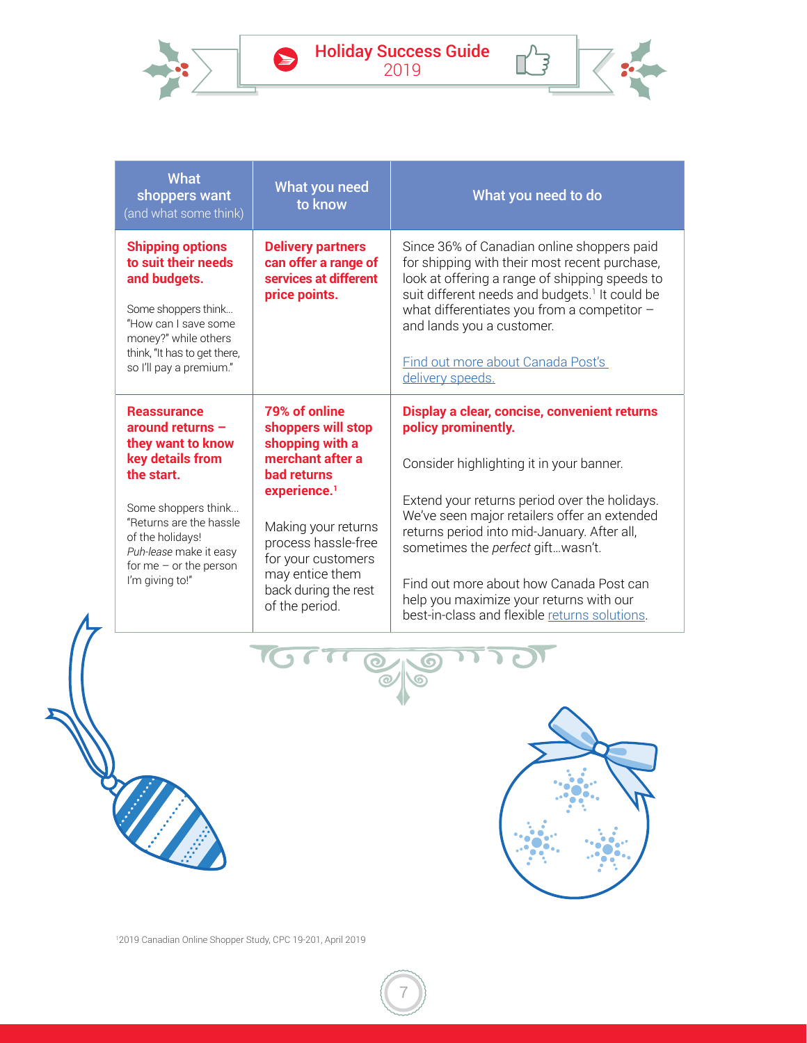| What shoppers want (and what some think) | What you need to know | What you need to do |
|---|---|---|
| **Shipping options to suit their needs and budgets.**<br><br>Some shoppers think... "How can I save some money?" while others think, "It has to get there, so I'll pay a premium." | **Delivery partners can offer a range of services at different price points.** | Since 36% of Canadian online shoppers paid for shipping with their most recent purchase, look at offering a range of shipping speeds to suit different needs and budgets.[1] It could be what differentiates you from a competitor – and lands you a customer.<br><br>Find out more about Canada Post's delivery speeds. |
| **Reassurance around returns – they want to know key details from the start.**<br><br>Some shoppers think... "Returns are the hassle of the holidays! *Puh-lease* make it easy for me – or the person I'm giving to!" | **79% of online shoppers will stop shopping with a merchant after a bad returns experience.[1]**<br><br>Making your returns process hassle-free for your customers may entice them back during the rest of the period. | **Display a clear, concise, convenient returns policy prominently.**<br><br>Consider highlighting it in your banner.<br><br>Extend your returns period over the holidays. We've seen major retailers offer an extended returns period into mid-January. After all, sometimes the *perfect* gift…wasn't.<br><br>Find out more about how Canada Post can help you maximize your returns with our best-in-class and flexible returns solutions. |

[1]2019 Canadian Online Shopper Study, CPC 19-201, April 2019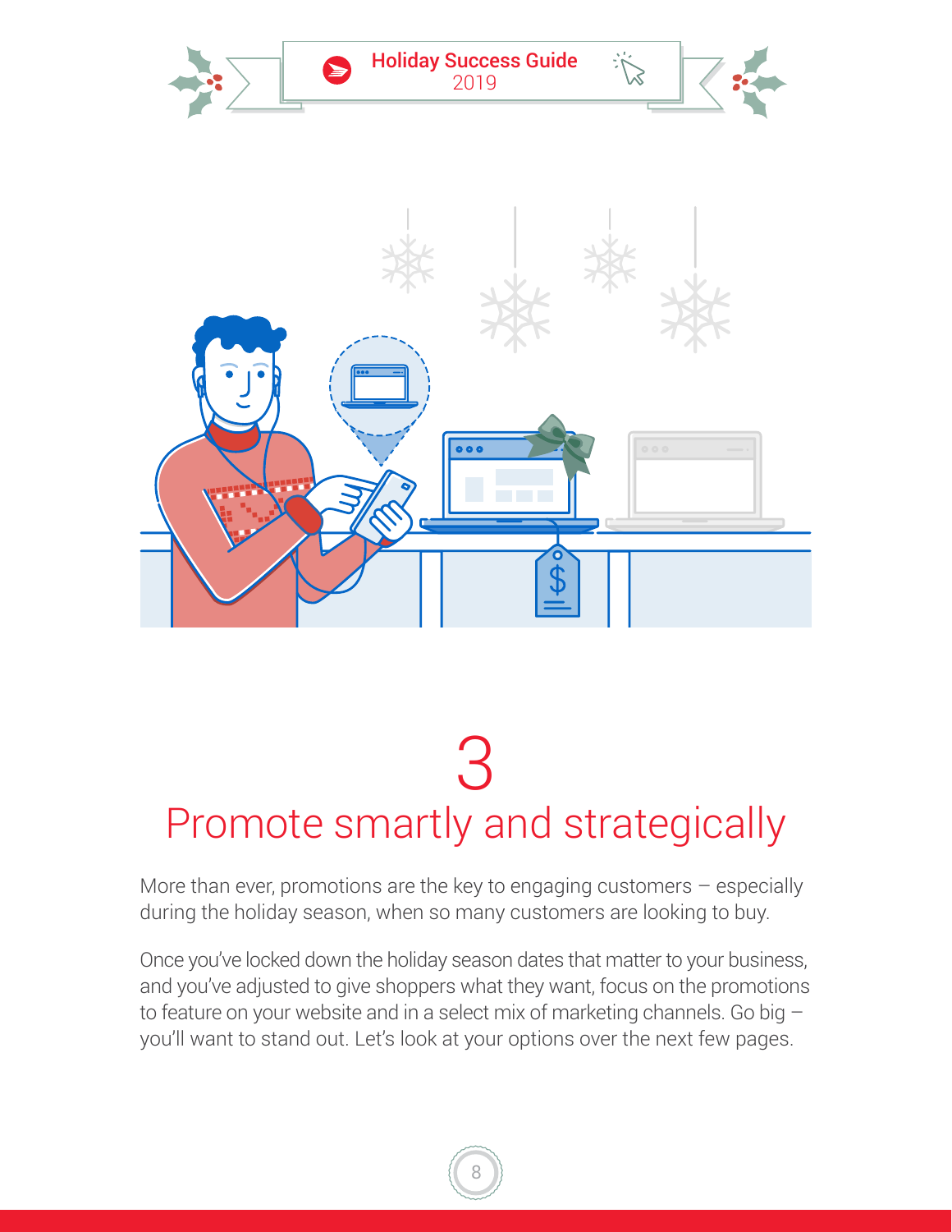# 3
# Promote smartly and strategically

More than ever, promotions are the key to engaging customers – especially during the holiday season, when so many customers are looking to buy.

Once you've locked down the holiday season dates that matter to your business, and you've adjusted to give shoppers what they want, focus on the promotions to feature on your website and in a select mix of marketing channels. Go big – you'll want to stand out. Let's look at your options over the next few pages.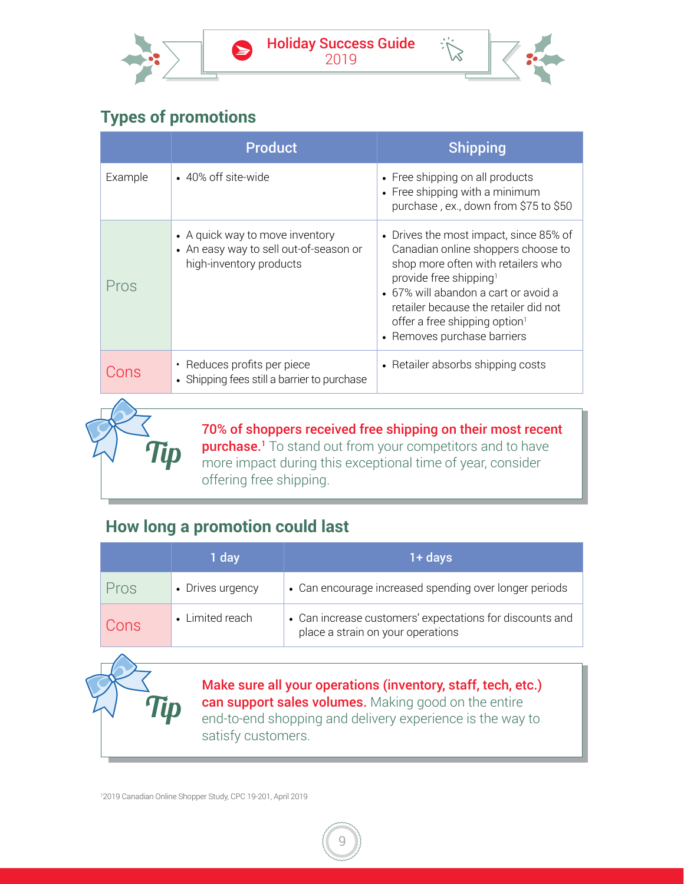## Types of promotions

| | Product | Shipping |
|---|---|---|
| Example | • 40% off site-wide | • Free shipping on all products<br>• Free shipping with a minimum purchase , ex., down from $75 to $50 |
| Pros | • A quick way to move inventory<br>• An easy way to sell out-of-season or high-inventory products | • Drives the most impact, since 85% of Canadian online shoppers choose to shop more often with retailers who provide free shipping[1]<br>• 67% will abandon a cart or avoid a retailer because the retailer did not offer a free shipping option[1]<br>• Removes purchase barriers |
| Cons | • Reduces profits per piece<br>• Shipping fees still a barrier to purchase | • Retailer absorbs shipping costs |

**Tip**

**70% of shoppers received free shipping on their most recent purchase.**[1] To stand out from your competitors and to have more impact during this exceptional time of year, consider offering free shipping.

## How long a promotion could last

| | 1 day | 1+ days |
|---|---|---|
| Pros | • Drives urgency | • Can encourage increased spending over longer periods |
| Cons | • Limited reach | • Can increase customers' expectations for discounts and place a strain on your operations |

**Tip**

**Make sure all your operations (inventory, staff, tech, etc.) can support sales volumes.** Making good on the entire end-to-end shopping and delivery experience is the way to satisfy customers.

[1]2019 Canadian Online Shopper Study, CPC 19-201, April 2019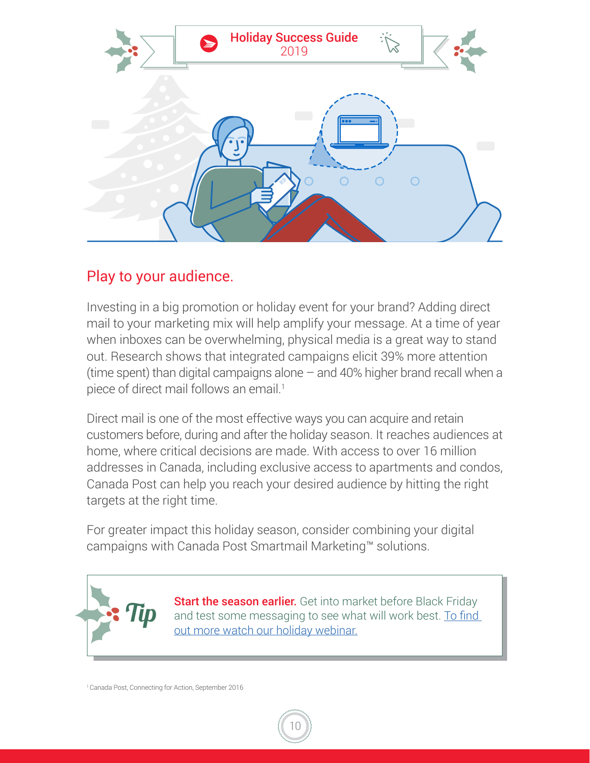## Play to your audience.

Investing in a big promotion or holiday event for your brand? Adding direct mail to your marketing mix will help amplify your message. At a time of year when inboxes can be overwhelming, physical media is a great way to stand out. Research shows that integrated campaigns elicit 39% more attention (time spent) than digital campaigns alone – and 40% higher brand recall when a piece of direct mail follows an email.[1]

Direct mail is one of the most effective ways you can acquire and retain customers before, during and after the holiday season. It reaches audiences at home, where critical decisions are made. With access to over 16 million addresses in Canada, including exclusive access to apartments and condos, Canada Post can help you reach your desired audience by hitting the right targets at the right time.

For greater impact this holiday season, consider combining your digital campaigns with Canada Post Smartmail Marketing™ solutions.

**Tip**

**Start the season earlier.** Get into market before Black Friday and test some messaging to see what will work best. To find out more watch our holiday webinar.

[1] Canada Post, Connecting for Action, September 2016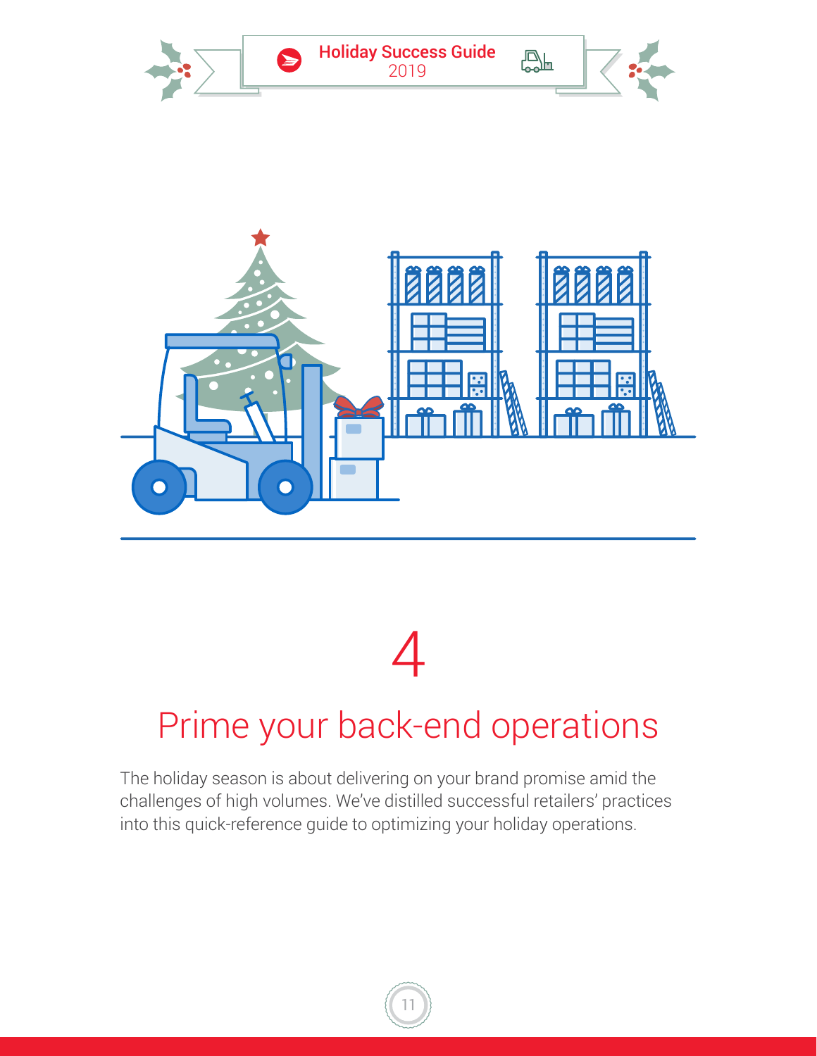# 4

# Prime your back-end operations

The holiday season is about delivering on your brand promise amid the challenges of high volumes. We've distilled successful retailers' practices into this quick-reference guide to optimizing your holiday operations.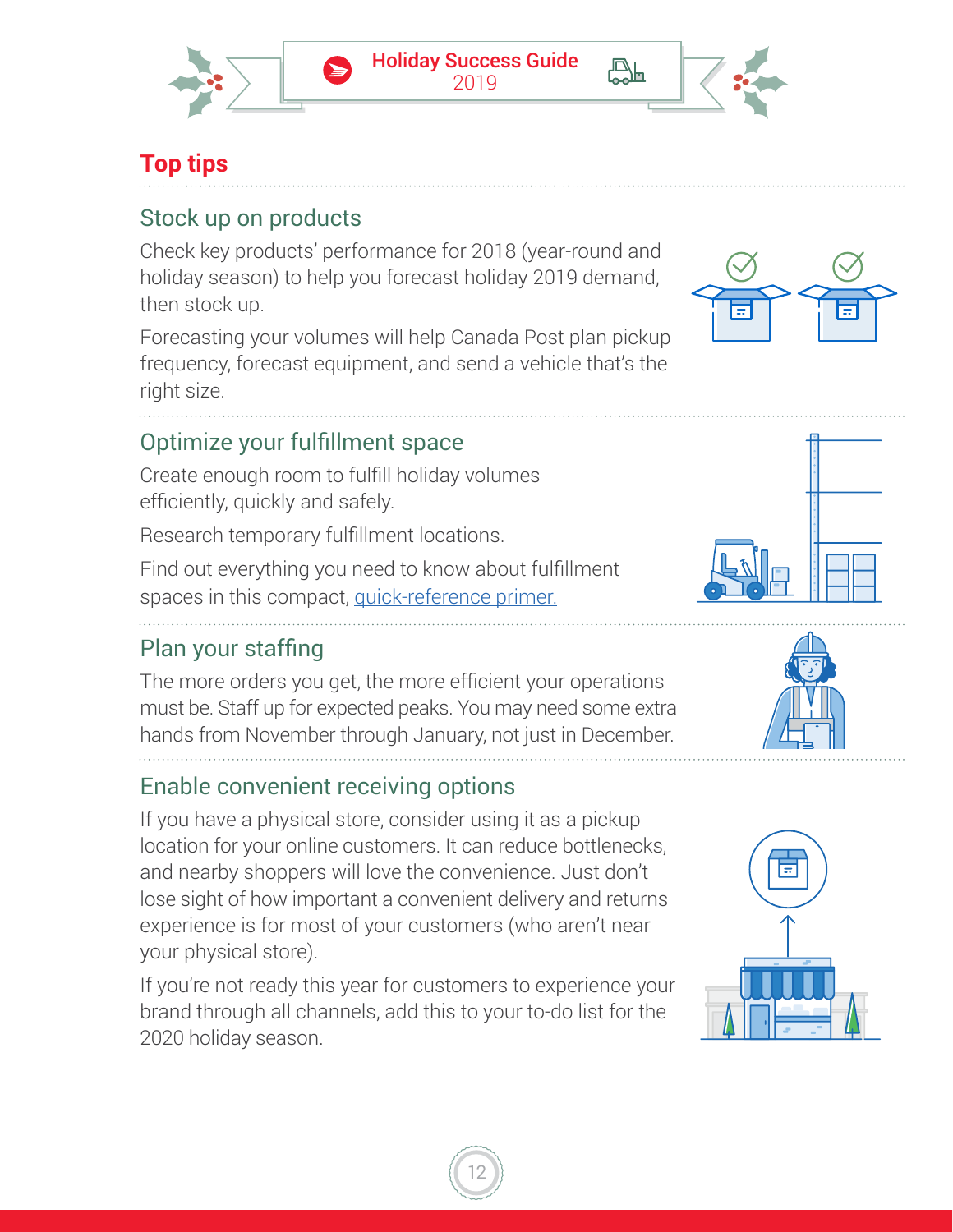## Top tips

### Stock up on products

Check key products' performance for 2018 (year-round and holiday season) to help you forecast holiday 2019 demand, then stock up.

Forecasting your volumes will help Canada Post plan pickup frequency, forecast equipment, and send a vehicle that's the right size.

### Optimize your fulfillment space

Create enough room to fulfill holiday volumes efficiently, quickly and safely.

Research temporary fulfillment locations.

Find out everything you need to know about fulfillment spaces in this compact, quick-reference primer.

### Plan your staffing

The more orders you get, the more efficient your operations must be. Staff up for expected peaks. You may need some extra hands from November through January, not just in December.

### Enable convenient receiving options

If you have a physical store, consider using it as a pickup location for your online customers. It can reduce bottlenecks, and nearby shoppers will love the convenience. Just don't lose sight of how important a convenient delivery and returns experience is for most of your customers (who aren't near your physical store).

If you're not ready this year for customers to experience your brand through all channels, add this to your to-do list for the 2020 holiday season.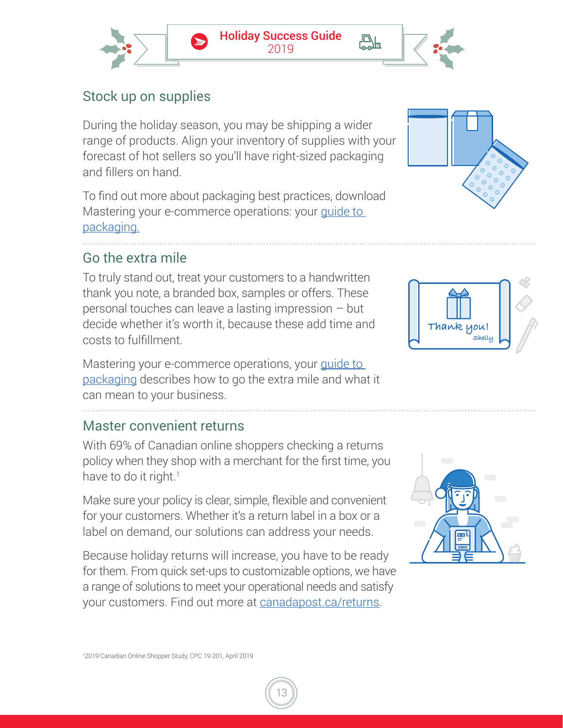## Stock up on supplies

During the holiday season, you may be shipping a wider range of products. Align your inventory of supplies with your forecast of hot sellers so you'll have right-sized packaging and fillers on hand.

To find out more about packaging best practices, download Mastering your e-commerce operations: your guide to packaging.

## Go the extra mile

To truly stand out, treat your customers to a handwritten thank you note, a branded box, samples or offers. These personal touches can leave a lasting impression – but decide whether it's worth it, because these add time and costs to fulfillment.

Mastering your e-commerce operations, your guide to packaging describes how to go the extra mile and what it can mean to your business.

## Master convenient returns

With 69% of Canadian online shoppers checking a returns policy when they shop with a merchant for the first time, you have to do it right.[1]

Make sure your policy is clear, simple, flexible and convenient for your customers. Whether it's a return label in a box or a label on demand, our solutions can address your needs.

Because holiday returns will increase, you have to be ready for them. From quick set-ups to customizable options, we have a range of solutions to meet your operational needs and satisfy your customers. Find out more at canadapost.ca/returns.

[1] 2019 Canadian Online Shopper Study, CPC 19-201, April 2019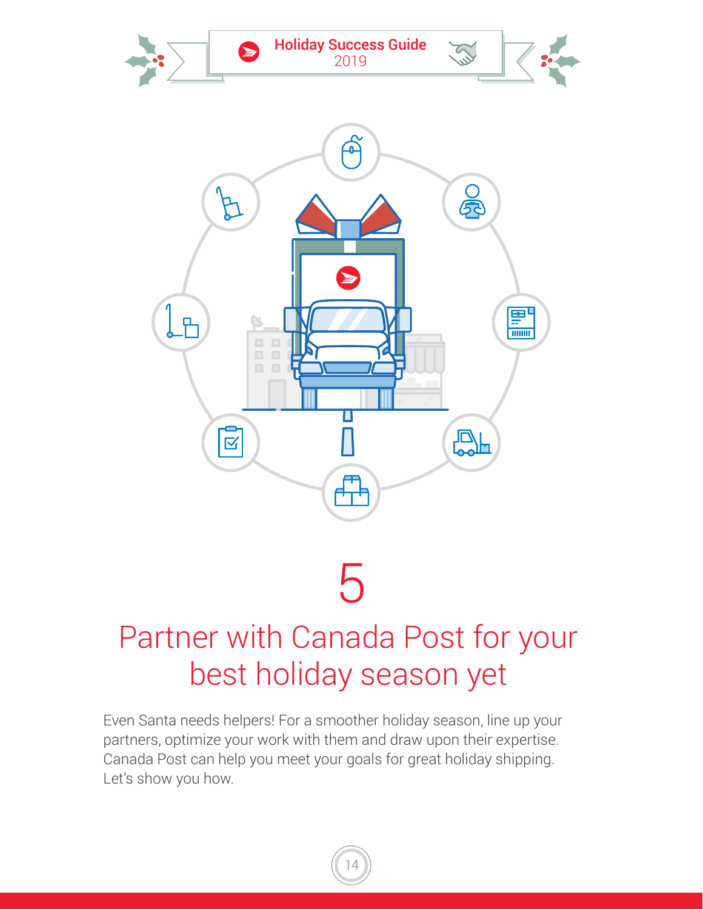# 5

# Partner with Canada Post for your best holiday season yet

Even Santa needs helpers! For a smoother holiday season, line up your partners, optimize your work with them and draw upon their expertise. Canada Post can help you meet your goals for great holiday shipping. Let's show you how.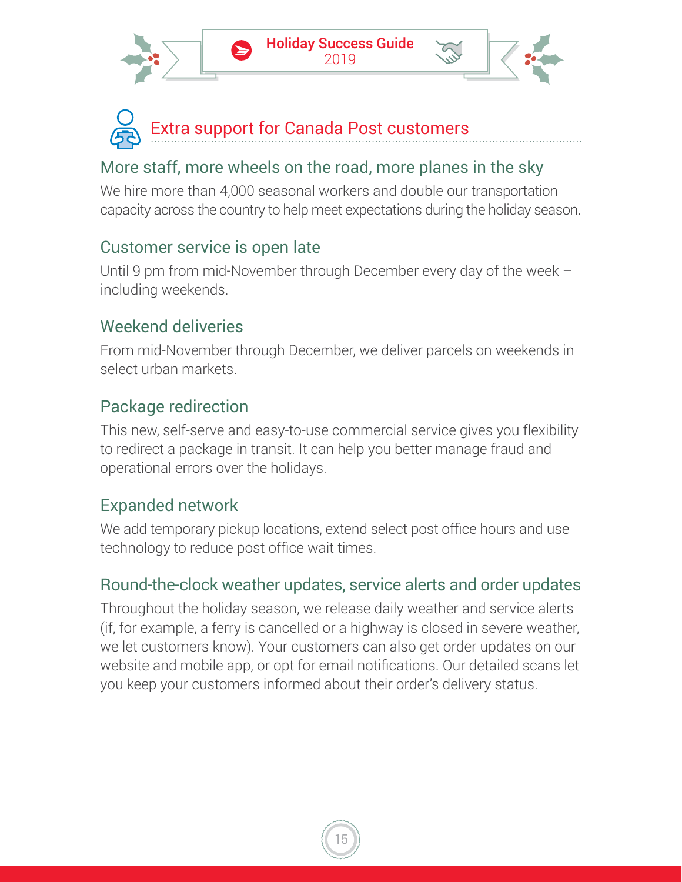## Extra support for Canada Post customers

### More staff, more wheels on the road, more planes in the sky

We hire more than 4,000 seasonal workers and double our transportation capacity across the country to help meet expectations during the holiday season.

### Customer service is open late

Until 9 pm from mid-November through December every day of the week – including weekends.

### Weekend deliveries

From mid-November through December, we deliver parcels on weekends in select urban markets.

### Package redirection

This new, self-serve and easy-to-use commercial service gives you flexibility to redirect a package in transit. It can help you better manage fraud and operational errors over the holidays.

### Expanded network

We add temporary pickup locations, extend select post office hours and use technology to reduce post office wait times.

### Round-the-clock weather updates, service alerts and order updates

Throughout the holiday season, we release daily weather and service alerts (if, for example, a ferry is cancelled or a highway is closed in severe weather, we let customers know). Your customers can also get order updates on our website and mobile app, or opt for email notifications. Our detailed scans let you keep your customers informed about their order's delivery status.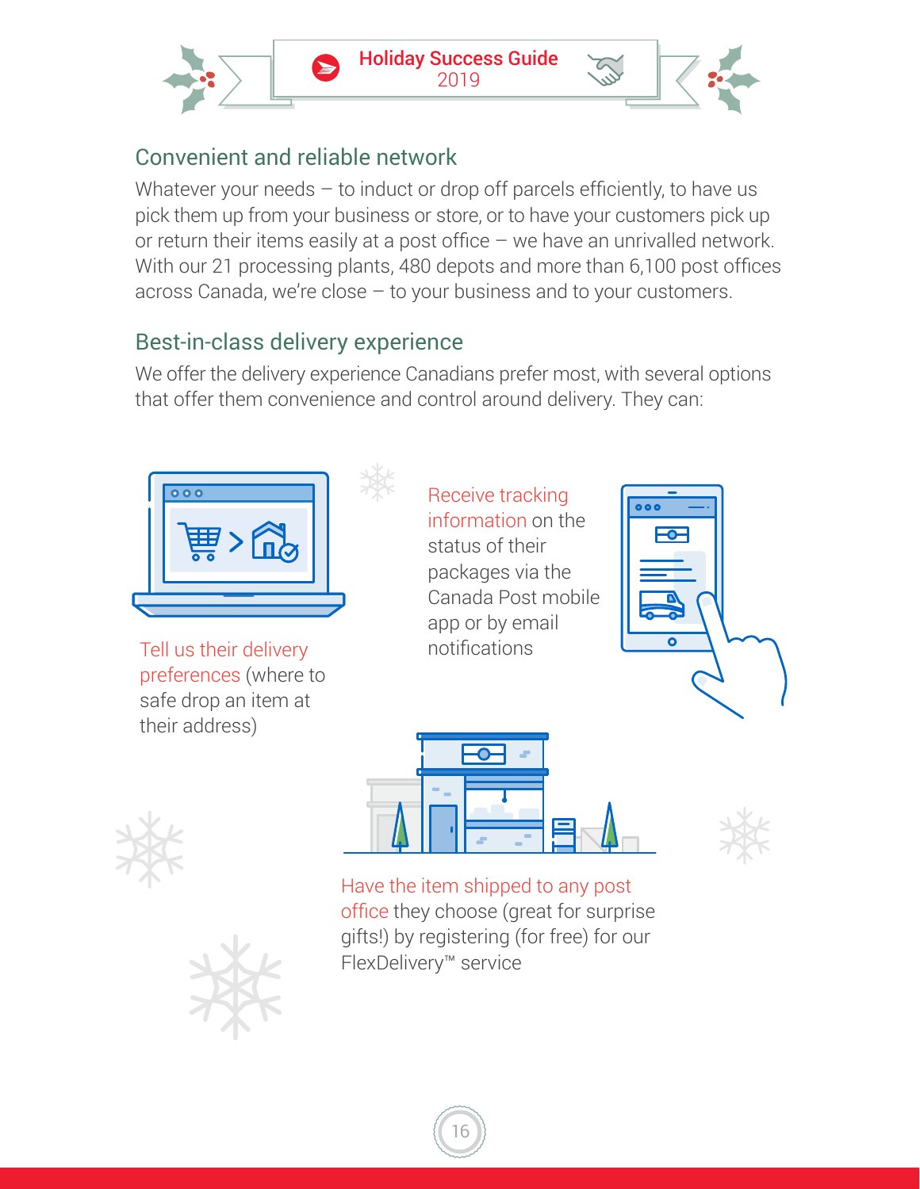## Convenient and reliable network

Whatever your needs – to induct or drop off parcels efficiently, to have us pick them up from your business or store, or to have your customers pick up or return their items easily at a post office – we have an unrivalled network. With our 21 processing plants, 480 depots and more than 6,100 post offices across Canada, we're close – to your business and to your customers.

## Best-in-class delivery experience

We offer the delivery experience Canadians prefer most, with several options that offer them convenience and control around delivery. They can:

- Tell us their delivery preferences (where to safe drop an item at their address)
- Receive tracking information on the status of their packages via the Canada Post mobile app or by email notifications
- Have the item shipped to any post office they choose (great for surprise gifts!) by registering (for free) for our FlexDelivery™ service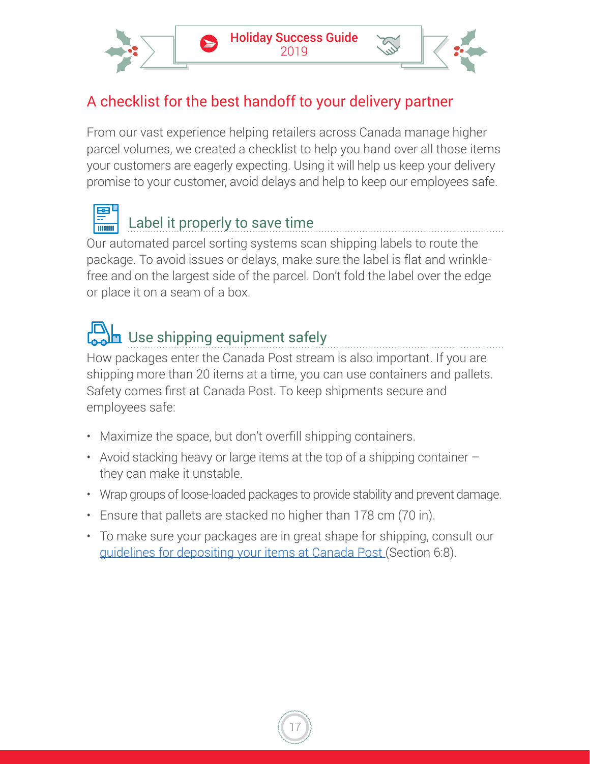## A checklist for the best handoff to your delivery partner

From our vast experience helping retailers across Canada manage higher parcel volumes, we created a checklist to help you hand over all those items your customers are eagerly expecting. Using it will help us keep your delivery promise to your customer, avoid delays and help to keep our employees safe.

### Label it properly to save time

Our automated parcel sorting systems scan shipping labels to route the package. To avoid issues or delays, make sure the label is flat and wrinkle-free and on the largest side of the parcel. Don't fold the label over the edge or place it on a seam of a box.

### Use shipping equipment safely

How packages enter the Canada Post stream is also important. If you are shipping more than 20 items at a time, you can use containers and pallets. Safety comes first at Canada Post. To keep shipments secure and employees safe:

- Maximize the space, but don't overfill shipping containers.
- Avoid stacking heavy or large items at the top of a shipping container – they can make it unstable.
- Wrap groups of loose-loaded packages to provide stability and prevent damage.
- Ensure that pallets are stacked no higher than 178 cm (70 in).
- To make sure your packages are in great shape for shipping, consult our guidelines for depositing your items at Canada Post (Section 6:8).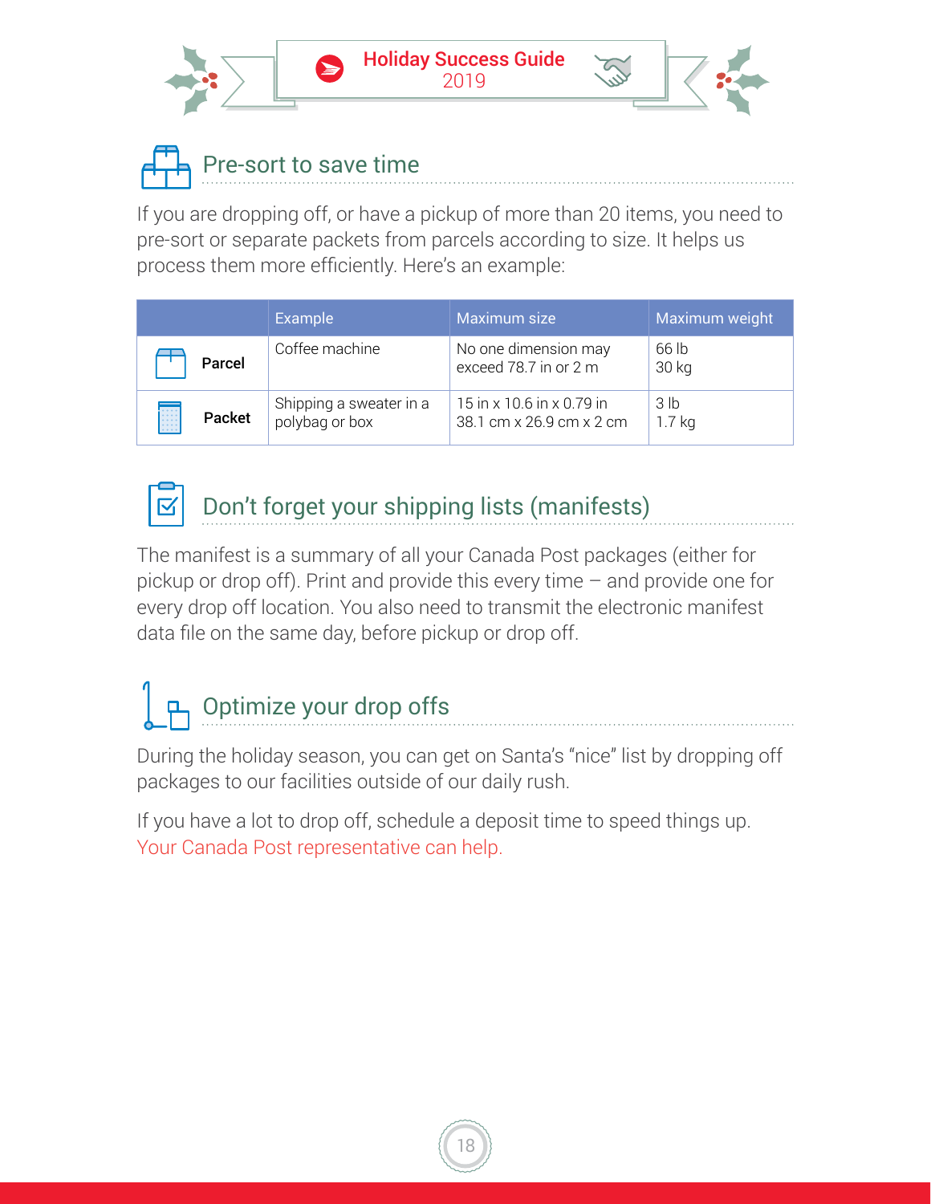## Pre-sort to save time

If you are dropping off, or have a pickup of more than 20 items, you need to pre-sort or separate packets from parcels according to size. It helps us process them more efficiently. Here's an example:

| | Example | Maximum size | Maximum weight |
|---|---|---|---|
| **Parcel** | Coffee machine | No one dimension may exceed 78.7 in or 2 m | 66 lb<br>30 kg |
| **Packet** | Shipping a sweater in a polybag or box | 15 in x 10.6 in x 0.79 in<br>38.1 cm x 26.9 cm x 2 cm | 3 lb<br>1.7 kg |

## Don't forget your shipping lists (manifests)

The manifest is a summary of all your Canada Post packages (either for pickup or drop off). Print and provide this every time – and provide one for every drop off location. You also need to transmit the electronic manifest data file on the same day, before pickup or drop off.

## Optimize your drop offs

During the holiday season, you can get on Santa's "nice" list by dropping off packages to our facilities outside of our daily rush.

If you have a lot to drop off, schedule a deposit time to speed things up. Your Canada Post representative can help.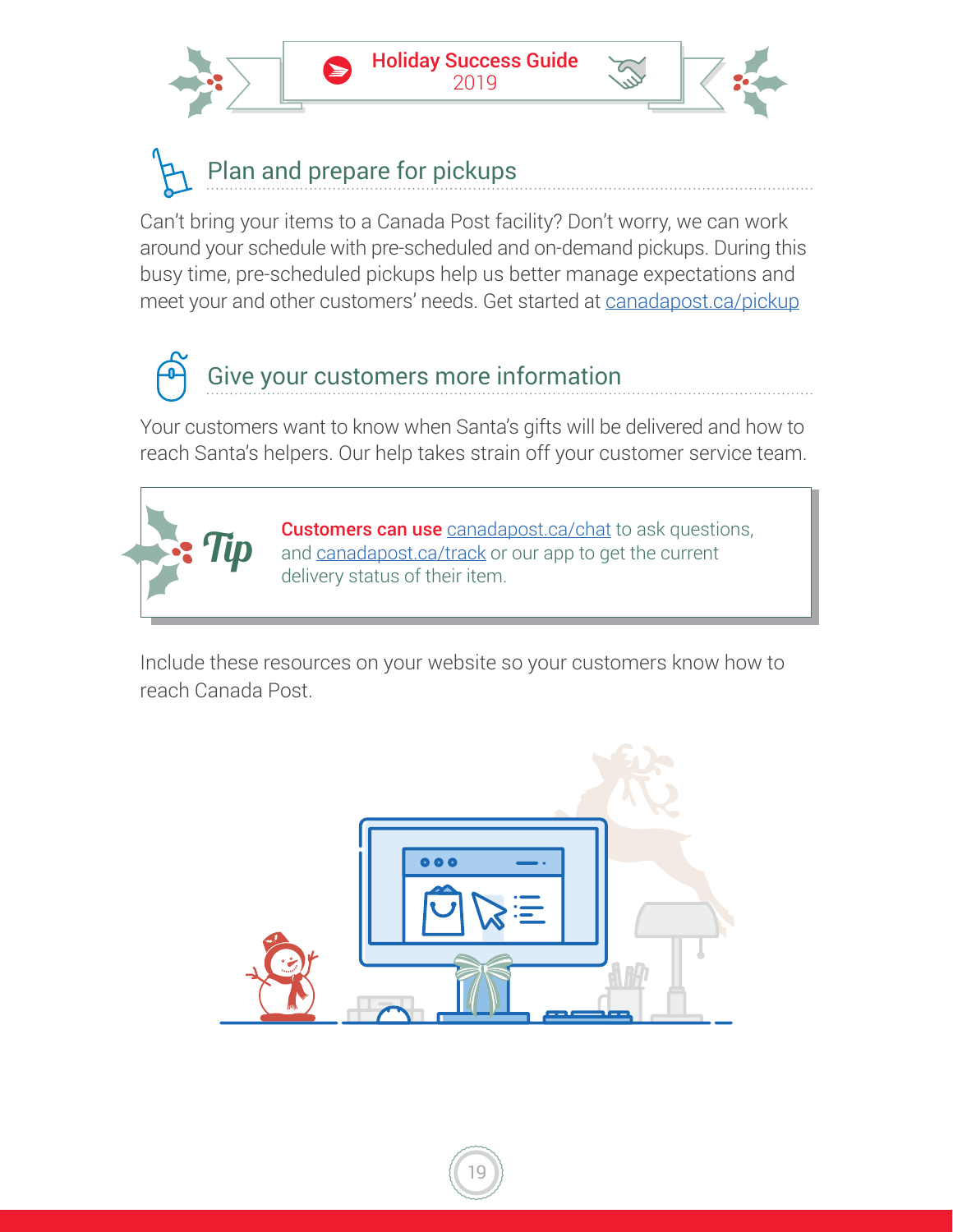## Plan and prepare for pickups

Can't bring your items to a Canada Post facility? Don't worry, we can work around your schedule with pre-scheduled and on-demand pickups. During this busy time, pre-scheduled pickups help us better manage expectations and meet your and other customers' needs. Get started at canadapost.ca/pickup

## Give your customers more information

Your customers want to know when Santa's gifts will be delivered and how to reach Santa's helpers. Our help takes strain off your customer service team.

> *Tip*
>
> **Customers can use** canadapost.ca/chat to ask questions, and canadapost.ca/track or our app to get the current delivery status of their item.

Include these resources on your website so your customers know how to reach Canada Post.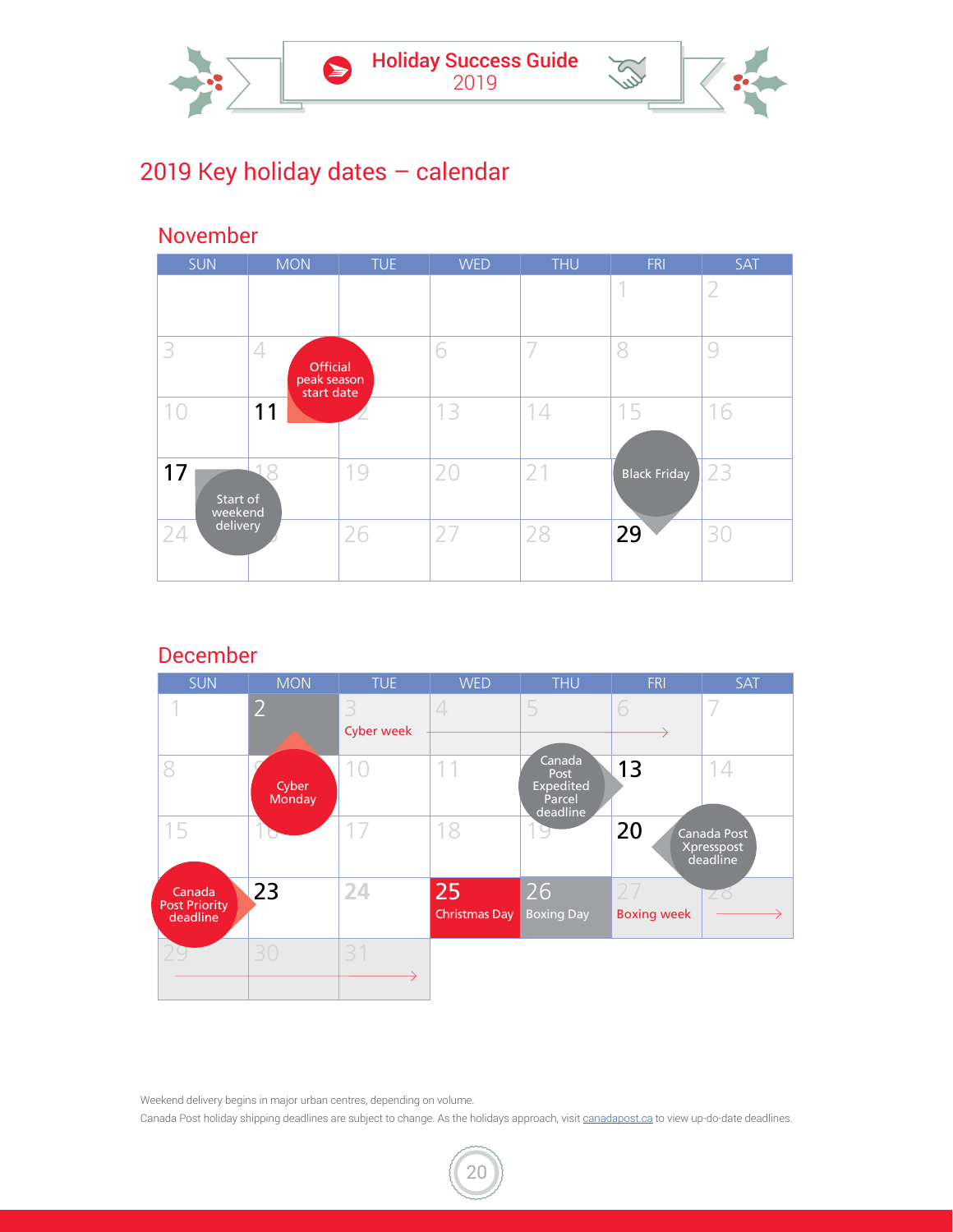# 2019 Key holiday dates – calendar

## November

| SUN | MON | TUE | WED | THU | FRI | SAT |
|---|---|---|---|---|---|---|
| | | | | | 1 | 2 |
| 3 | 4 | 5 | 6 | 7 | 8 | 9 |
| 10 | **11** Official peak season start date | 12 | 13 | 14 | 15 | 16 |
| **17** Start of weekend delivery | 18 | 19 | 20 | 21 | 22 | 23 |
| 24 | 25 | 26 | 27 | 28 | **29** Black Friday | 30 |

## December

| SUN | MON | TUE | WED | THU | FRI | SAT |
|---|---|---|---|---|---|---|
| 1 | **2** Cyber Monday | 3 Cyber week → | 4 | 5 | 6 | 7 |
| 8 | 9 | 10 | 11 | 12 | **13** Canada Post Expedited Parcel deadline | 14 |
| 15 | 16 | 17 | 18 | 19 | **20** Canada Post Xpresspost deadline | 21 |
| 22 | **23** Canada Post Priority deadline | 24 | **25** Christmas Day | **26** Boxing Day | 27 Boxing week → | 28 |
| 29 | 30 | 31 | | | | |

Weekend delivery begins in major urban centres, depending on volume.

Canada Post holiday shipping deadlines are subject to change. As the holidays approach, visit canadapost.ca to view up-do-date deadlines.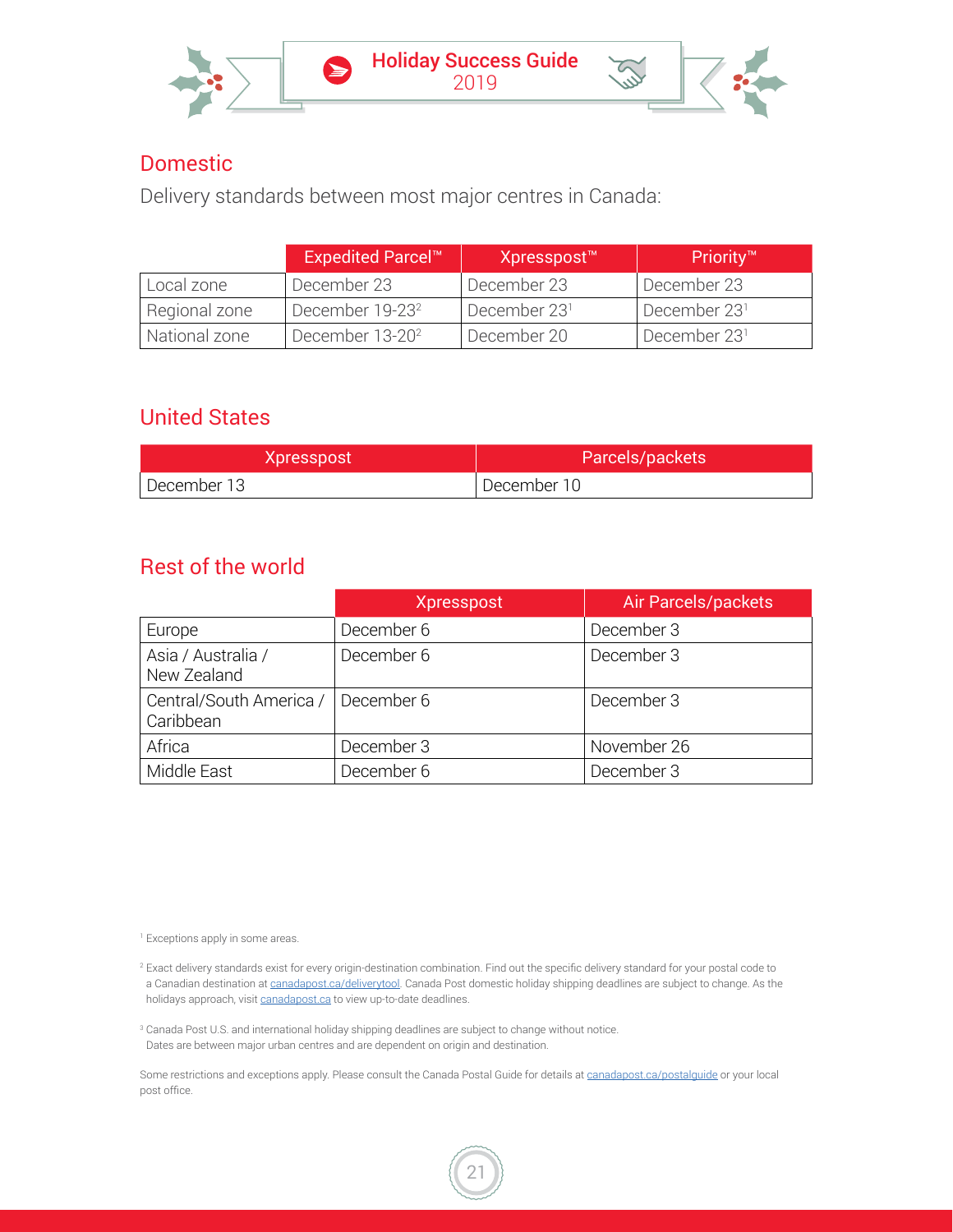## Domestic

Delivery standards between most major centres in Canada:

| | Expedited Parcel™ | Xpresspost™ | Priority™ |
|---|---|---|---|
| Local zone | December 23 | December 23 | December 23 |
| Regional zone | December 19-23[2] | December 23[1] | December 23[1] |
| National zone | December 13-20[2] | December 20 | December 23[1] |

## United States

| Xpresspost | Parcels/packets |
|---|---|
| December 13 | December 10 |

## Rest of the world

| | Xpresspost | Air Parcels/packets |
|---|---|---|
| Europe | December 6 | December 3 |
| Asia / Australia / New Zealand | December 6 | December 3 |
| Central/South America / Caribbean | December 6 | December 3 |
| Africa | December 3 | November 26 |
| Middle East | December 6 | December 3 |

[1] Exceptions apply in some areas.

[2] Exact delivery standards exist for every origin-destination combination. Find out the specific delivery standard for your postal code to a Canadian destination at canadapost.ca/deliverytool. Canada Post domestic holiday shipping deadlines are subject to change. As the holidays approach, visit canadapost.ca to view up-to-date deadlines.

[3] Canada Post U.S. and international holiday shipping deadlines are subject to change without notice. Dates are between major urban centres and are dependent on origin and destination.

Some restrictions and exceptions apply. Please consult the Canada Postal Guide for details at canadapost.ca/postalguide or your local post office.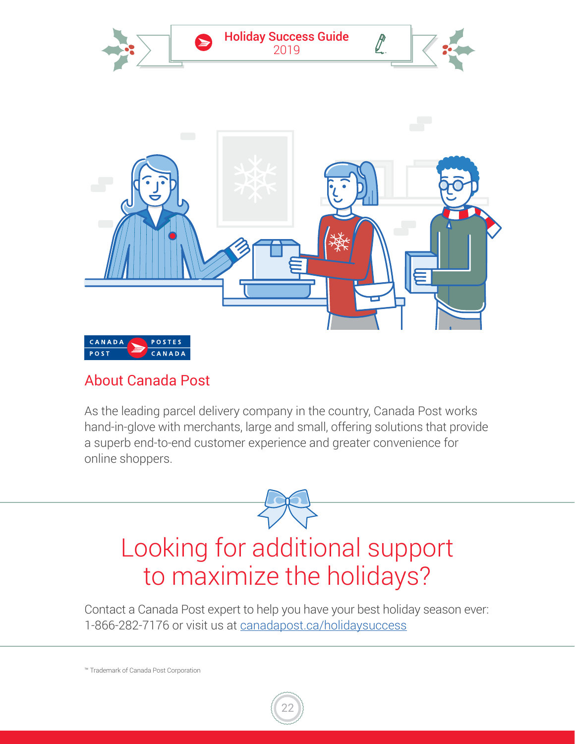## About Canada Post

As the leading parcel delivery company in the country, Canada Post works hand-in-glove with merchants, large and small, offering solutions that provide a superb end-to-end customer experience and greater convenience for online shoppers.

# Looking for additional support to maximize the holidays?

Contact a Canada Post expert to help you have your best holiday season ever: 1-866-282-7176 or visit us at canadapost.ca/holidaysuccess

™ Trademark of Canada Post Corporation